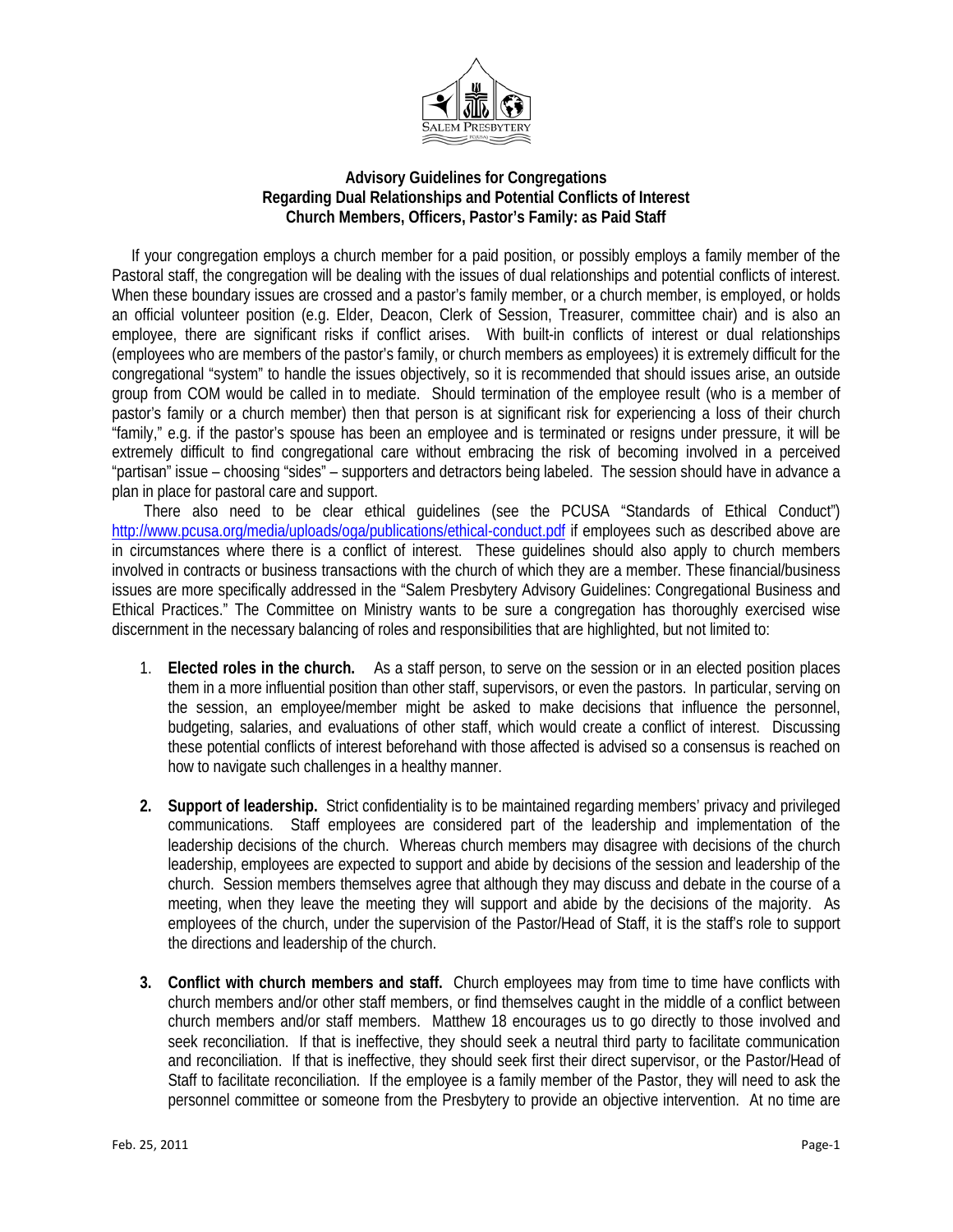# Advisory Guidelines for Congregations
## Regarding Dual Relationships and Potential Conflicts of Interest
## Church Members, Officers, Pastor's Family: as Paid Staff

If your congregation employs a church member for a paid position, or possibly employs a family member of the Pastoral staff, the congregation will be dealing with the issues of dual relationships and potential conflicts of interest. When these boundary issues are crossed and a pastor's family member, or a church member, is employed, or holds an official volunteer position (e.g. Elder, Deacon, Clerk of Session, Treasurer, committee chair) and is also an employee, there are significant risks if conflict arises. With built-in conflicts of interest or dual relationships (employees who are members of the pastor's family, or church members as employees) it is extremely difficult for the congregational "system" to handle the issues objectively, so it is recommended that should issues arise, an outside group from COM would be called in to mediate. Should termination of the employee result (who is a member of pastor's family or a church member) then that person is at significant risk for experiencing a loss of their church "family," e.g. if the pastor's spouse has been an employee and is terminated or resigns under pressure, it will be extremely difficult to find congregational care without embracing the risk of becoming involved in a perceived "partisan" issue – choosing "sides" – supporters and detractors being labeled. The session should have in advance a plan in place for pastoral care and support.

There also need to be clear ethical guidelines (see the PCUSA "Standards of Ethical Conduct") http://www.pcusa.org/media/uploads/oga/publications/ethical-conduct.pdf if employees such as described above are in circumstances where there is a conflict of interest. These guidelines should also apply to church members involved in contracts or business transactions with the church of which they are a member. These financial/business issues are more specifically addressed in the "Salem Presbytery Advisory Guidelines: Congregational Business and Ethical Practices." The Committee on Ministry wants to be sure a congregation has thoroughly exercised wise discernment in the necessary balancing of roles and responsibilities that are highlighted, but not limited to:

1. **Elected roles in the church.** As a staff person, to serve on the session or in an elected position places them in a more influential position than other staff, supervisors, or even the pastors. In particular, serving on the session, an employee/member might be asked to make decisions that influence the personnel, budgeting, salaries, and evaluations of other staff, which would create a conflict of interest. Discussing these potential conflicts of interest beforehand with those affected is advised so a consensus is reached on how to navigate such challenges in a healthy manner.

2. **Support of leadership.** Strict confidentiality is to be maintained regarding members' privacy and privileged communications. Staff employees are considered part of the leadership and implementation of the leadership decisions of the church. Whereas church members may disagree with decisions of the church leadership, employees are expected to support and abide by decisions of the session and leadership of the church. Session members themselves agree that although they may discuss and debate in the course of a meeting, when they leave the meeting they will support and abide by the decisions of the majority. As employees of the church, under the supervision of the Pastor/Head of Staff, it is the staff's role to support the directions and leadership of the church.

3. **Conflict with church members and staff.** Church employees may from time to time have conflicts with church members and/or other staff members, or find themselves caught in the middle of a conflict between church members and/or staff members. Matthew 18 encourages us to go directly to those involved and seek reconciliation. If that is ineffective, they should seek a neutral third party to facilitate communication and reconciliation. If that is ineffective, they should seek first their direct supervisor, or the Pastor/Head of Staff to facilitate reconciliation. If the employee is a family member of the Pastor, they will need to ask the personnel committee or someone from the Presbytery to provide an objective intervention. At no time are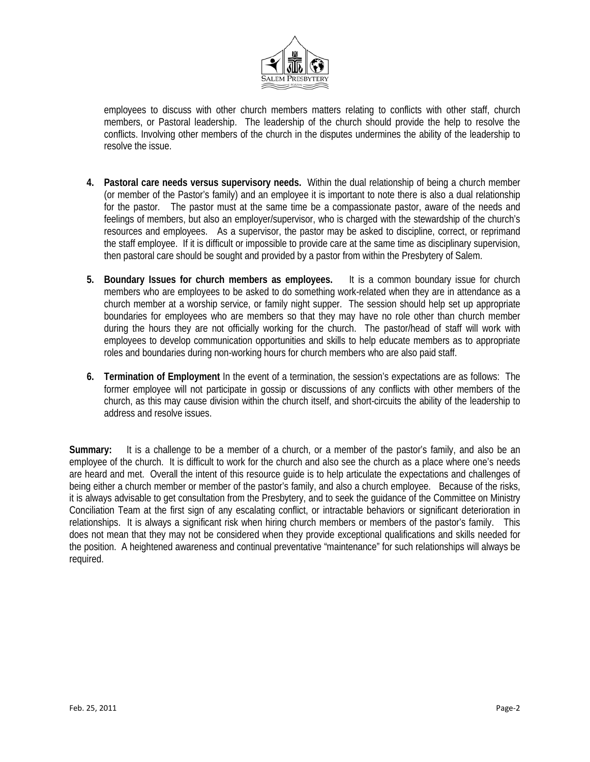employees to discuss with other church members matters relating to conflicts with other staff, church members, or Pastoral leadership. The leadership of the church should provide the help to resolve the conflicts. Involving other members of the church in the disputes undermines the ability of the leadership to resolve the issue.

4. **Pastoral care needs versus supervisory needs.** Within the dual relationship of being a church member (or member of the Pastor's family) and an employee it is important to note there is also a dual relationship for the pastor. The pastor must at the same time be a compassionate pastor, aware of the needs and feelings of members, but also an employer/supervisor, who is charged with the stewardship of the church's resources and employees. As a supervisor, the pastor may be asked to discipline, correct, or reprimand the staff employee. If it is difficult or impossible to provide care at the same time as disciplinary supervision, then pastoral care should be sought and provided by a pastor from within the Presbytery of Salem.

5. **Boundary Issues for church members as employees.** It is a common boundary issue for church members who are employees to be asked to do something work-related when they are in attendance as a church member at a worship service, or family night supper. The session should help set up appropriate boundaries for employees who are members so that they may have no role other than church member during the hours they are not officially working for the church. The pastor/head of staff will work with employees to develop communication opportunities and skills to help educate members as to appropriate roles and boundaries during non-working hours for church members who are also paid staff.

6. **Termination of Employment** In the event of a termination, the session's expectations are as follows: The former employee will not participate in gossip or discussions of any conflicts with other members of the church, as this may cause division within the church itself, and short-circuits the ability of the leadership to address and resolve issues.

**Summary:** It is a challenge to be a member of a church, or a member of the pastor's family, and also be an employee of the church. It is difficult to work for the church and also see the church as a place where one's needs are heard and met. Overall the intent of this resource guide is to help articulate the expectations and challenges of being either a church member or member of the pastor's family, and also a church employee. Because of the risks, it is always advisable to get consultation from the Presbytery, and to seek the guidance of the Committee on Ministry Conciliation Team at the first sign of any escalating conflict, or intractable behaviors or significant deterioration in relationships. It is always a significant risk when hiring church members or members of the pastor's family. This does not mean that they may not be considered when they provide exceptional qualifications and skills needed for the position. A heightened awareness and continual preventative "maintenance" for such relationships will always be required.

Feb. 25, 2011